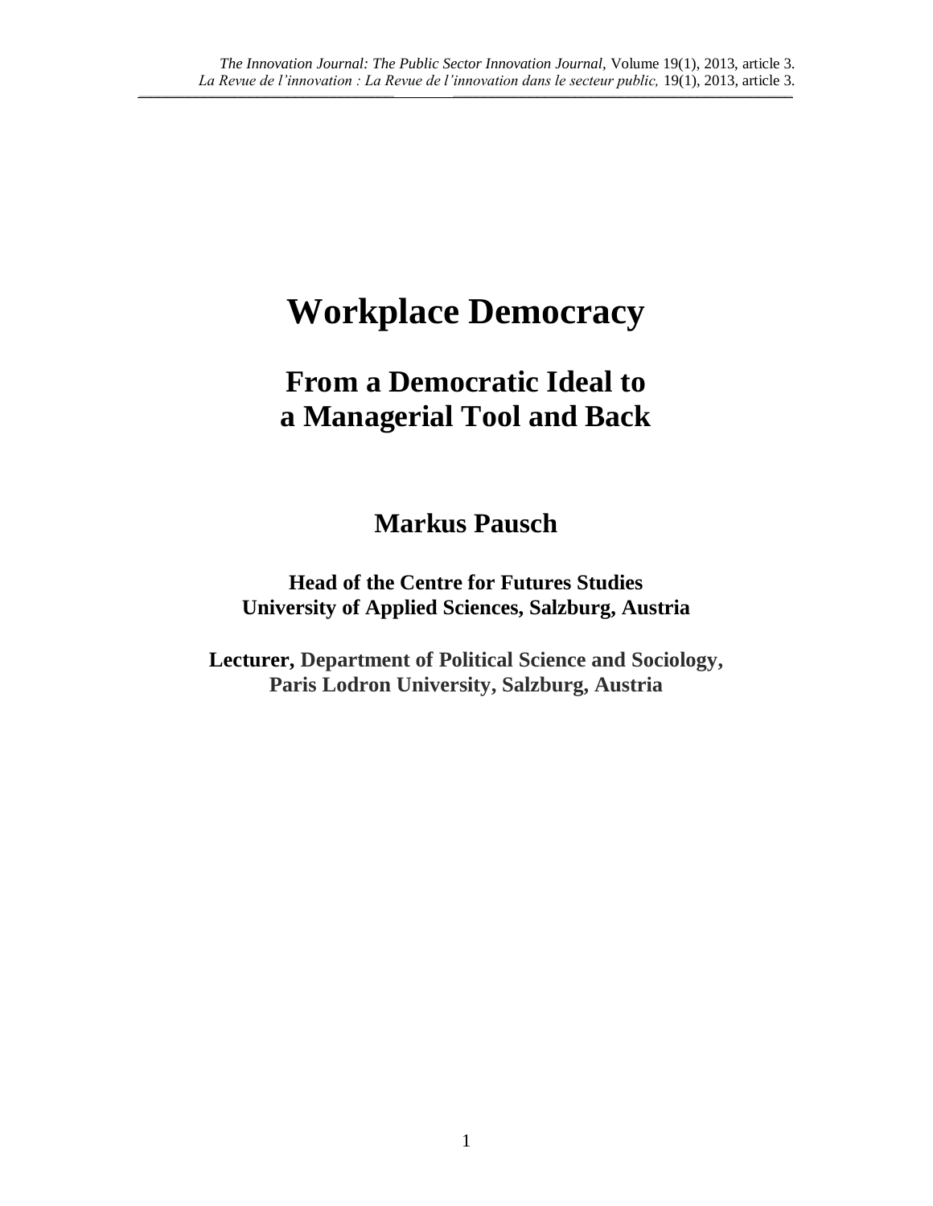# Workplace Democracy

## From a Democratic Ideal to a Managerial Tool and Back

### Markus Pausch

**Head of the Centre for Futures Studies**
**University of Applied Sciences, Salzburg, Austria**

**Lecturer, Department of Political Science and Sociology,**
**Paris Lodron University, Salzburg, Austria**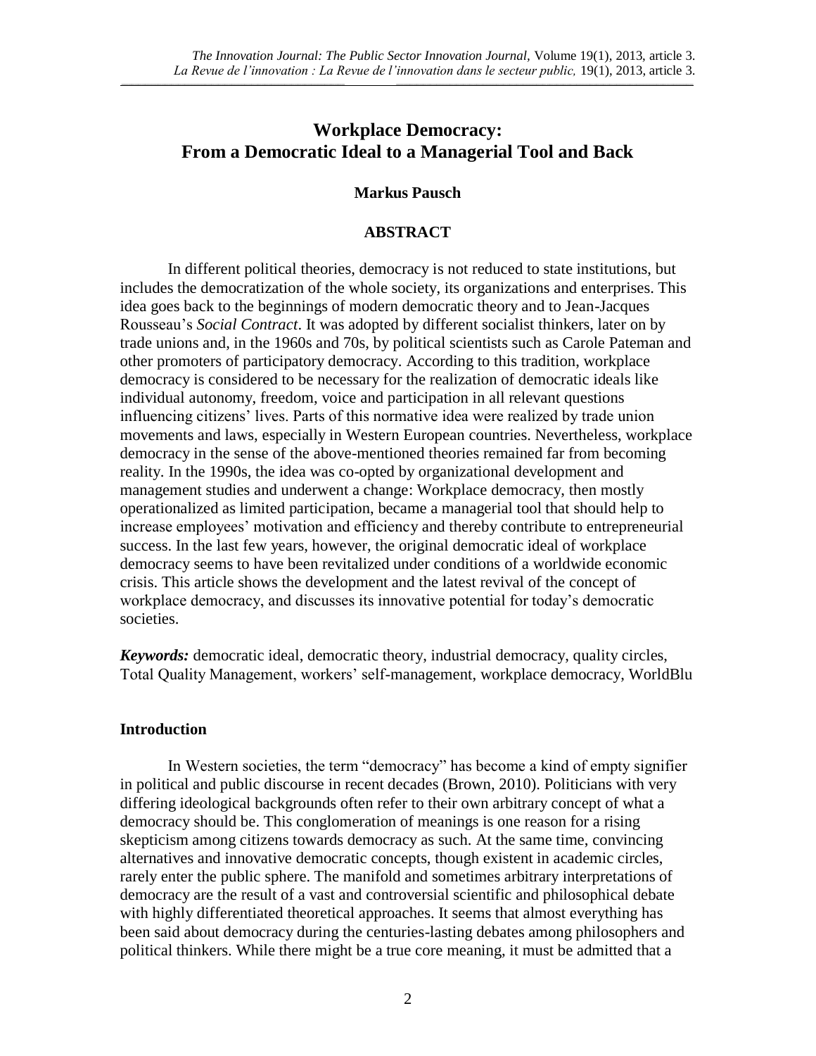# Workplace Democracy: From a Democratic Ideal to a Managerial Tool and Back

**Markus Pausch**

## ABSTRACT

In different political theories, democracy is not reduced to state institutions, but includes the democratization of the whole society, its organizations and enterprises. This idea goes back to the beginnings of modern democratic theory and to Jean-Jacques Rousseau's *Social Contract*. It was adopted by different socialist thinkers, later on by trade unions and, in the 1960s and 70s, by political scientists such as Carole Pateman and other promoters of participatory democracy. According to this tradition, workplace democracy is considered to be necessary for the realization of democratic ideals like individual autonomy, freedom, voice and participation in all relevant questions influencing citizens' lives. Parts of this normative idea were realized by trade union movements and laws, especially in Western European countries. Nevertheless, workplace democracy in the sense of the above-mentioned theories remained far from becoming reality. In the 1990s, the idea was co-opted by organizational development and management studies and underwent a change: Workplace democracy, then mostly operationalized as limited participation, became a managerial tool that should help to increase employees' motivation and efficiency and thereby contribute to entrepreneurial success. In the last few years, however, the original democratic ideal of workplace democracy seems to have been revitalized under conditions of a worldwide economic crisis. This article shows the development and the latest revival of the concept of workplace democracy, and discusses its innovative potential for today's democratic societies.

***Keywords:*** democratic ideal, democratic theory, industrial democracy, quality circles, Total Quality Management, workers' self-management, workplace democracy, WorldBlu

## Introduction

In Western societies, the term "democracy" has become a kind of empty signifier in political and public discourse in recent decades (Brown, 2010). Politicians with very differing ideological backgrounds often refer to their own arbitrary concept of what a democracy should be. This conglomeration of meanings is one reason for a rising skepticism among citizens towards democracy as such. At the same time, convincing alternatives and innovative democratic concepts, though existent in academic circles, rarely enter the public sphere. The manifold and sometimes arbitrary interpretations of democracy are the result of a vast and controversial scientific and philosophical debate with highly differentiated theoretical approaches. It seems that almost everything has been said about democracy during the centuries-lasting debates among philosophers and political thinkers. While there might be a true core meaning, it must be admitted that a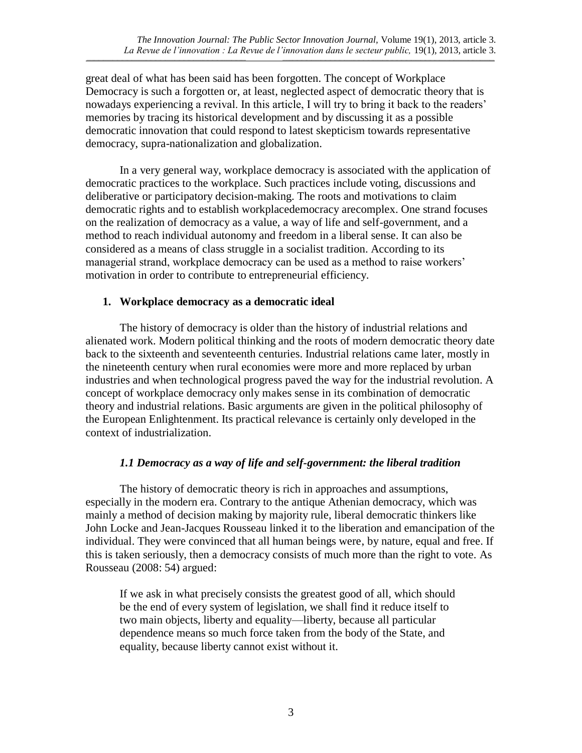great deal of what has been said has been forgotten. The concept of Workplace Democracy is such a forgotten or, at least, neglected aspect of democratic theory that is nowadays experiencing a revival. In this article, I will try to bring it back to the readers' memories by tracing its historical development and by discussing it as a possible democratic innovation that could respond to latest skepticism towards representative democracy, supra-nationalization and globalization.

In a very general way, workplace democracy is associated with the application of democratic practices to the workplace. Such practices include voting, discussions and deliberative or participatory decision-making. The roots and motivations to claim democratic rights and to establish workplacedemocracy arecomplex. One strand focuses on the realization of democracy as a value, a way of life and self-government, and a method to reach individual autonomy and freedom in a liberal sense. It can also be considered as a means of class struggle in a socialist tradition. According to its managerial strand, workplace democracy can be used as a method to raise workers' motivation in order to contribute to entrepreneurial efficiency.

## 1. Workplace democracy as a democratic ideal

The history of democracy is older than the history of industrial relations and alienated work. Modern political thinking and the roots of modern democratic theory date back to the sixteenth and seventeenth centuries. Industrial relations came later, mostly in the nineteenth century when rural economies were more and more replaced by urban industries and when technological progress paved the way for the industrial revolution. A concept of workplace democracy only makes sense in its combination of democratic theory and industrial relations. Basic arguments are given in the political philosophy of the European Enlightenment. Its practical relevance is certainly only developed in the context of industrialization.

### *1.1 Democracy as a way of life and self-government: the liberal tradition*

The history of democratic theory is rich in approaches and assumptions, especially in the modern era. Contrary to the antique Athenian democracy, which was mainly a method of decision making by majority rule, liberal democratic thinkers like John Locke and Jean-Jacques Rousseau linked it to the liberation and emancipation of the individual. They were convinced that all human beings were, by nature, equal and free. If this is taken seriously, then a democracy consists of much more than the right to vote. As Rousseau (2008: 54) argued:

> If we ask in what precisely consists the greatest good of all, which should be the end of every system of legislation, we shall find it reduce itself to two main objects, liberty and equality—liberty, because all particular dependence means so much force taken from the body of the State, and equality, because liberty cannot exist without it.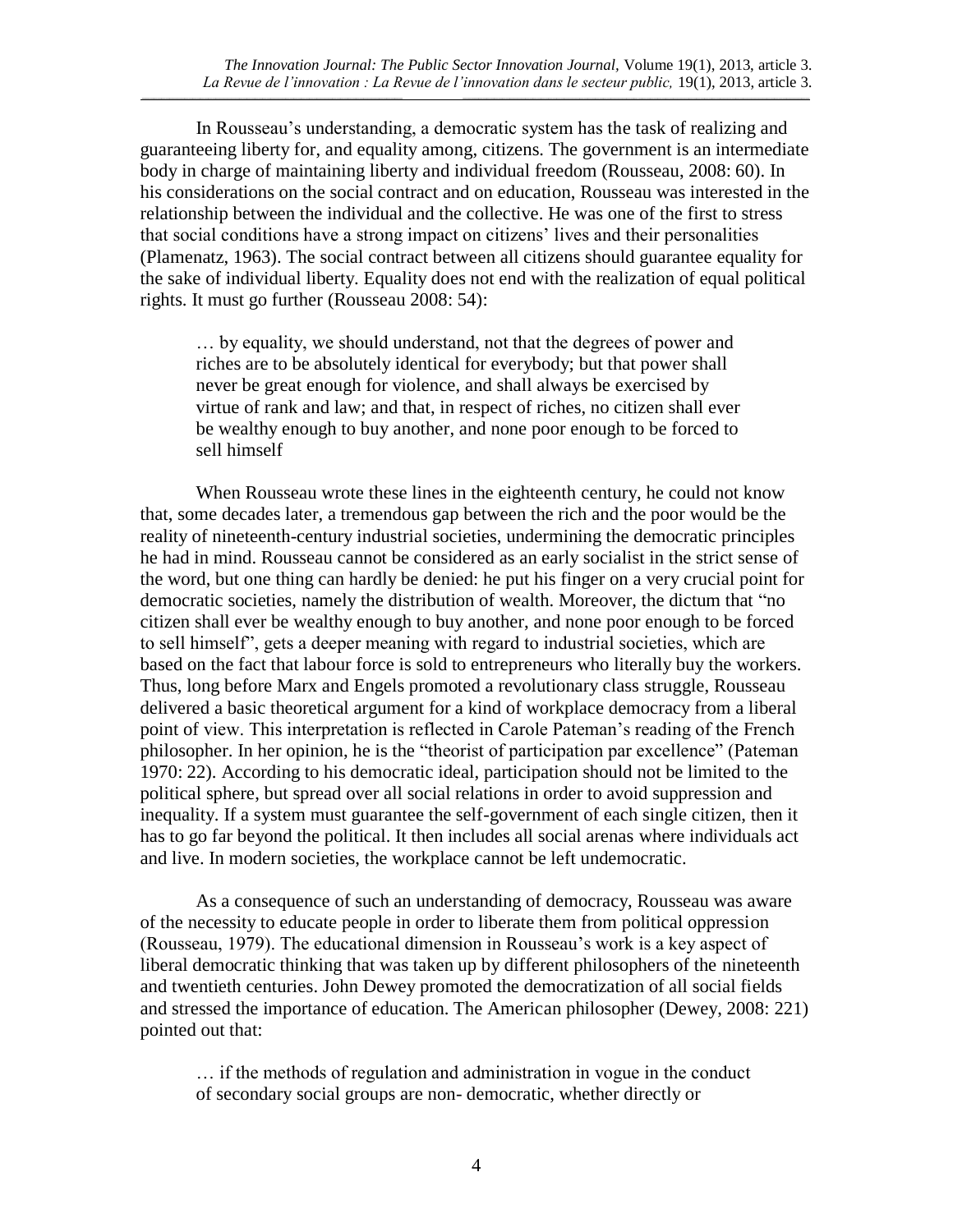In Rousseau's understanding, a democratic system has the task of realizing and guaranteeing liberty for, and equality among, citizens. The government is an intermediate body in charge of maintaining liberty and individual freedom (Rousseau, 2008: 60). In his considerations on the social contract and on education, Rousseau was interested in the relationship between the individual and the collective. He was one of the first to stress that social conditions have a strong impact on citizens' lives and their personalities (Plamenatz, 1963). The social contract between all citizens should guarantee equality for the sake of individual liberty. Equality does not end with the realization of equal political rights. It must go further (Rousseau 2008: 54):

> … by equality, we should understand, not that the degrees of power and riches are to be absolutely identical for everybody; but that power shall never be great enough for violence, and shall always be exercised by virtue of rank and law; and that, in respect of riches, no citizen shall ever be wealthy enough to buy another, and none poor enough to be forced to sell himself

When Rousseau wrote these lines in the eighteenth century, he could not know that, some decades later, a tremendous gap between the rich and the poor would be the reality of nineteenth-century industrial societies, undermining the democratic principles he had in mind. Rousseau cannot be considered as an early socialist in the strict sense of the word, but one thing can hardly be denied: he put his finger on a very crucial point for democratic societies, namely the distribution of wealth. Moreover, the dictum that "no citizen shall ever be wealthy enough to buy another, and none poor enough to be forced to sell himself", gets a deeper meaning with regard to industrial societies, which are based on the fact that labour force is sold to entrepreneurs who literally buy the workers. Thus, long before Marx and Engels promoted a revolutionary class struggle, Rousseau delivered a basic theoretical argument for a kind of workplace democracy from a liberal point of view. This interpretation is reflected in Carole Pateman's reading of the French philosopher. In her opinion, he is the "theorist of participation par excellence" (Pateman 1970: 22). According to his democratic ideal, participation should not be limited to the political sphere, but spread over all social relations in order to avoid suppression and inequality. If a system must guarantee the self-government of each single citizen, then it has to go far beyond the political. It then includes all social arenas where individuals act and live. In modern societies, the workplace cannot be left undemocratic.

As a consequence of such an understanding of democracy, Rousseau was aware of the necessity to educate people in order to liberate them from political oppression (Rousseau, 1979). The educational dimension in Rousseau's work is a key aspect of liberal democratic thinking that was taken up by different philosophers of the nineteenth and twentieth centuries. John Dewey promoted the democratization of all social fields and stressed the importance of education. The American philosopher (Dewey, 2008: 221) pointed out that:

> … if the methods of regulation and administration in vogue in the conduct of secondary social groups are non- democratic, whether directly or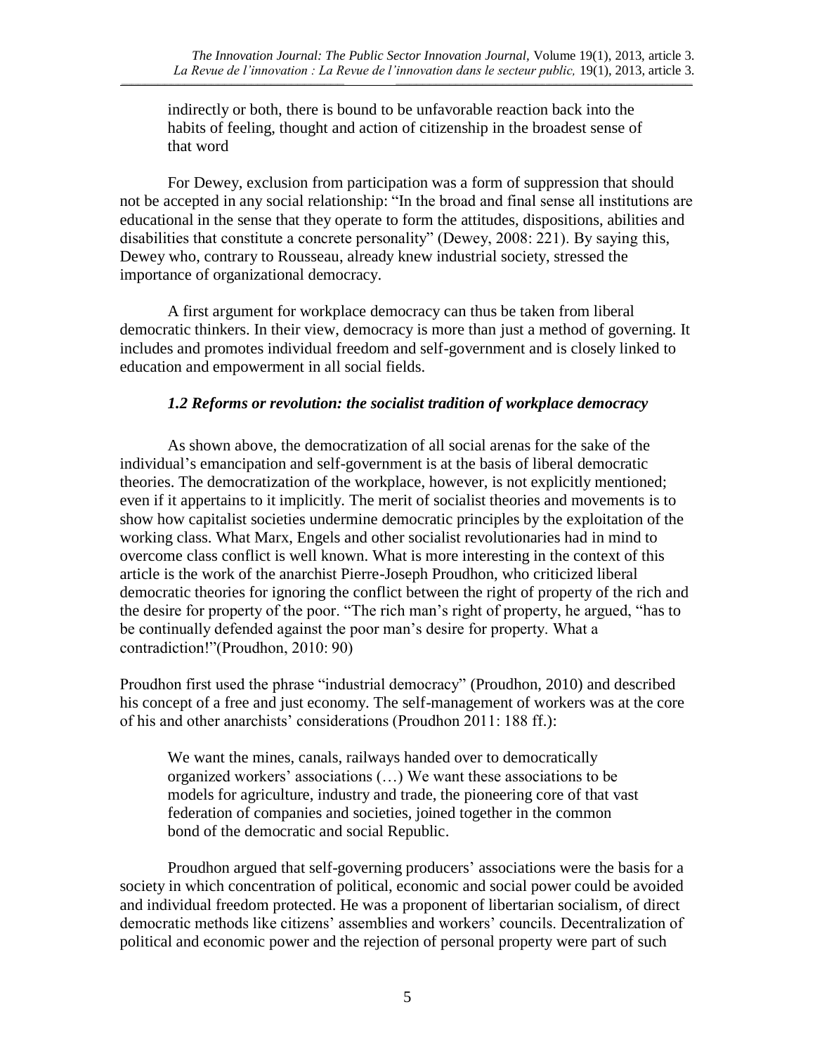> indirectly or both, there is bound to be unfavorable reaction back into the habits of feeling, thought and action of citizenship in the broadest sense of that word

For Dewey, exclusion from participation was a form of suppression that should not be accepted in any social relationship: "In the broad and final sense all institutions are educational in the sense that they operate to form the attitudes, dispositions, abilities and disabilities that constitute a concrete personality" (Dewey, 2008: 221). By saying this, Dewey who, contrary to Rousseau, already knew industrial society, stressed the importance of organizational democracy.

A first argument for workplace democracy can thus be taken from liberal democratic thinkers. In their view, democracy is more than just a method of governing. It includes and promotes individual freedom and self-government and is closely linked to education and empowerment in all social fields.

### *1.2 Reforms or revolution: the socialist tradition of workplace democracy*

As shown above, the democratization of all social arenas for the sake of the individual's emancipation and self-government is at the basis of liberal democratic theories. The democratization of the workplace, however, is not explicitly mentioned; even if it appertains to it implicitly. The merit of socialist theories and movements is to show how capitalist societies undermine democratic principles by the exploitation of the working class. What Marx, Engels and other socialist revolutionaries had in mind to overcome class conflict is well known. What is more interesting in the context of this article is the work of the anarchist Pierre-Joseph Proudhon, who criticized liberal democratic theories for ignoring the conflict between the right of property of the rich and the desire for property of the poor. "The rich man's right of property, he argued, "has to be continually defended against the poor man's desire for property. What a contradiction!"(Proudhon, 2010: 90)

Proudhon first used the phrase "industrial democracy" (Proudhon, 2010) and described his concept of a free and just economy. The self-management of workers was at the core of his and other anarchists' considerations (Proudhon 2011: 188 ff.):

> We want the mines, canals, railways handed over to democratically organized workers' associations (…) We want these associations to be models for agriculture, industry and trade, the pioneering core of that vast federation of companies and societies, joined together in the common bond of the democratic and social Republic.

Proudhon argued that self-governing producers' associations were the basis for a society in which concentration of political, economic and social power could be avoided and individual freedom protected. He was a proponent of libertarian socialism, of direct democratic methods like citizens' assemblies and workers' councils. Decentralization of political and economic power and the rejection of personal property were part of such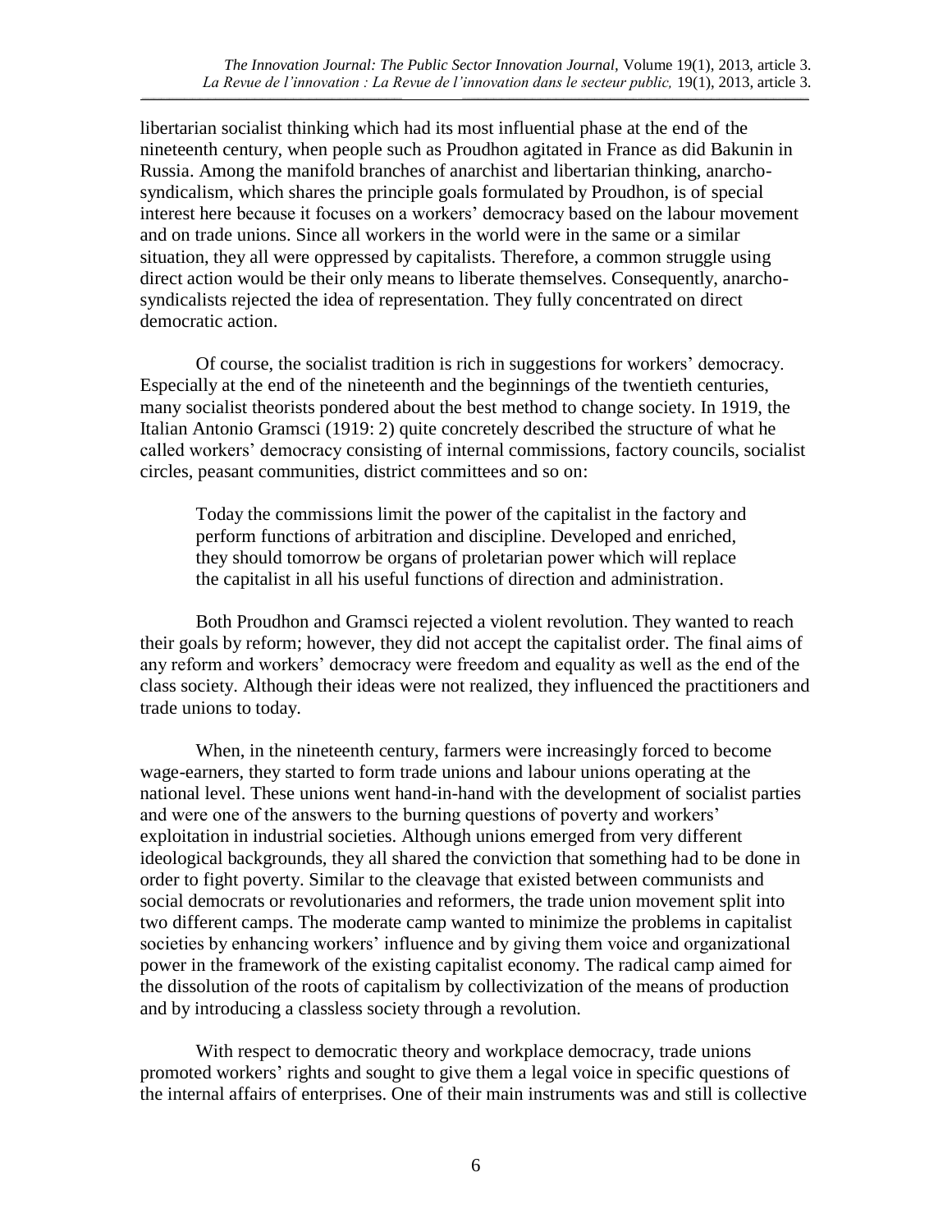libertarian socialist thinking which had its most influential phase at the end of the nineteenth century, when people such as Proudhon agitated in France as did Bakunin in Russia. Among the manifold branches of anarchist and libertarian thinking, anarcho-syndicalism, which shares the principle goals formulated by Proudhon, is of special interest here because it focuses on a workers' democracy based on the labour movement and on trade unions. Since all workers in the world were in the same or a similar situation, they all were oppressed by capitalists. Therefore, a common struggle using direct action would be their only means to liberate themselves. Consequently, anarcho-syndicalists rejected the idea of representation. They fully concentrated on direct democratic action.

Of course, the socialist tradition is rich in suggestions for workers' democracy. Especially at the end of the nineteenth and the beginnings of the twentieth centuries, many socialist theorists pondered about the best method to change society. In 1919, the Italian Antonio Gramsci (1919: 2) quite concretely described the structure of what he called workers' democracy consisting of internal commissions, factory councils, socialist circles, peasant communities, district committees and so on:

> Today the commissions limit the power of the capitalist in the factory and perform functions of arbitration and discipline. Developed and enriched, they should tomorrow be organs of proletarian power which will replace the capitalist in all his useful functions of direction and administration.

Both Proudhon and Gramsci rejected a violent revolution. They wanted to reach their goals by reform; however, they did not accept the capitalist order. The final aims of any reform and workers' democracy were freedom and equality as well as the end of the class society. Although their ideas were not realized, they influenced the practitioners and trade unions to today.

When, in the nineteenth century, farmers were increasingly forced to become wage-earners, they started to form trade unions and labour unions operating at the national level. These unions went hand-in-hand with the development of socialist parties and were one of the answers to the burning questions of poverty and workers' exploitation in industrial societies. Although unions emerged from very different ideological backgrounds, they all shared the conviction that something had to be done in order to fight poverty. Similar to the cleavage that existed between communists and social democrats or revolutionaries and reformers, the trade union movement split into two different camps. The moderate camp wanted to minimize the problems in capitalist societies by enhancing workers' influence and by giving them voice and organizational power in the framework of the existing capitalist economy. The radical camp aimed for the dissolution of the roots of capitalism by collectivization of the means of production and by introducing a classless society through a revolution.

With respect to democratic theory and workplace democracy, trade unions promoted workers' rights and sought to give them a legal voice in specific questions of the internal affairs of enterprises. One of their main instruments was and still is collective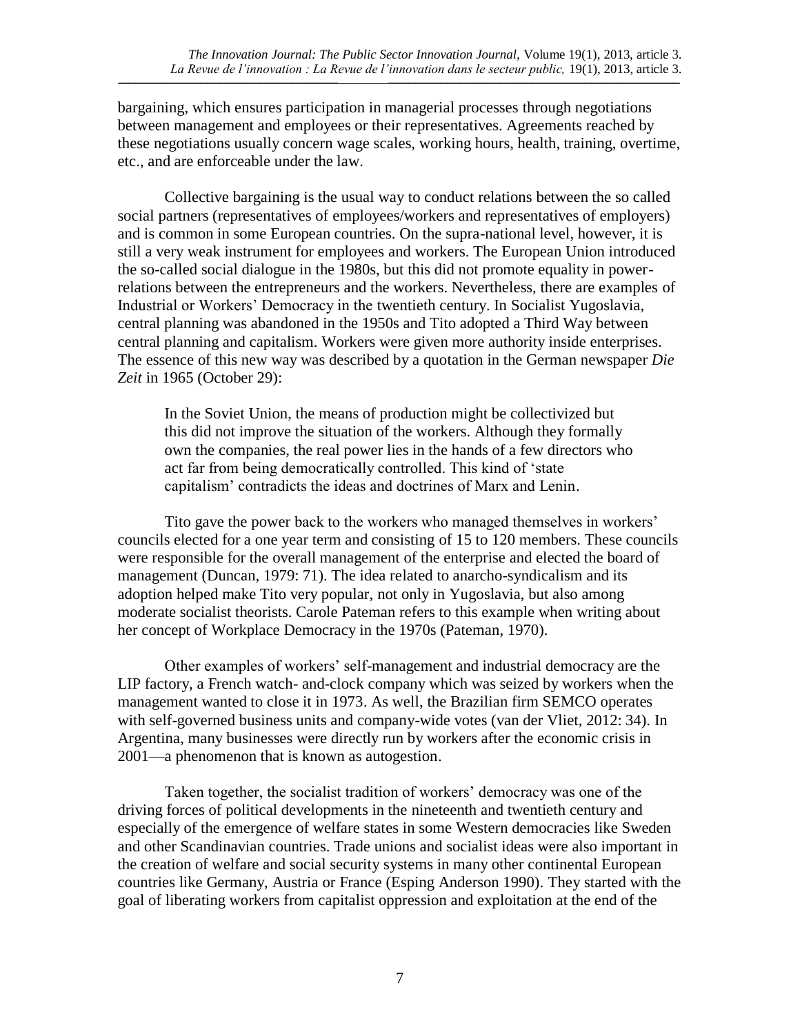bargaining, which ensures participation in managerial processes through negotiations between management and employees or their representatives. Agreements reached by these negotiations usually concern wage scales, working hours, health, training, overtime, etc., and are enforceable under the law.

Collective bargaining is the usual way to conduct relations between the so called social partners (representatives of employees/workers and representatives of employers) and is common in some European countries. On the supra-national level, however, it is still a very weak instrument for employees and workers. The European Union introduced the so-called social dialogue in the 1980s, but this did not promote equality in power-relations between the entrepreneurs and the workers. Nevertheless, there are examples of Industrial or Workers' Democracy in the twentieth century. In Socialist Yugoslavia, central planning was abandoned in the 1950s and Tito adopted a Third Way between central planning and capitalism. Workers were given more authority inside enterprises. The essence of this new way was described by a quotation in the German newspaper *Die Zeit* in 1965 (October 29):

> In the Soviet Union, the means of production might be collectivized but this did not improve the situation of the workers. Although they formally own the companies, the real power lies in the hands of a few directors who act far from being democratically controlled. This kind of 'state capitalism' contradicts the ideas and doctrines of Marx and Lenin.

Tito gave the power back to the workers who managed themselves in workers' councils elected for a one year term and consisting of 15 to 120 members. These councils were responsible for the overall management of the enterprise and elected the board of management (Duncan, 1979: 71). The idea related to anarcho-syndicalism and its adoption helped make Tito very popular, not only in Yugoslavia, but also among moderate socialist theorists. Carole Pateman refers to this example when writing about her concept of Workplace Democracy in the 1970s (Pateman, 1970).

Other examples of workers' self-management and industrial democracy are the LIP factory, a French watch- and-clock company which was seized by workers when the management wanted to close it in 1973. As well, the Brazilian firm SEMCO operates with self-governed business units and company-wide votes (van der Vliet, 2012: 34). In Argentina, many businesses were directly run by workers after the economic crisis in 2001—a phenomenon that is known as autogestion.

Taken together, the socialist tradition of workers' democracy was one of the driving forces of political developments in the nineteenth and twentieth century and especially of the emergence of welfare states in some Western democracies like Sweden and other Scandinavian countries. Trade unions and socialist ideas were also important in the creation of welfare and social security systems in many other continental European countries like Germany, Austria or France (Esping Anderson 1990). They started with the goal of liberating workers from capitalist oppression and exploitation at the end of the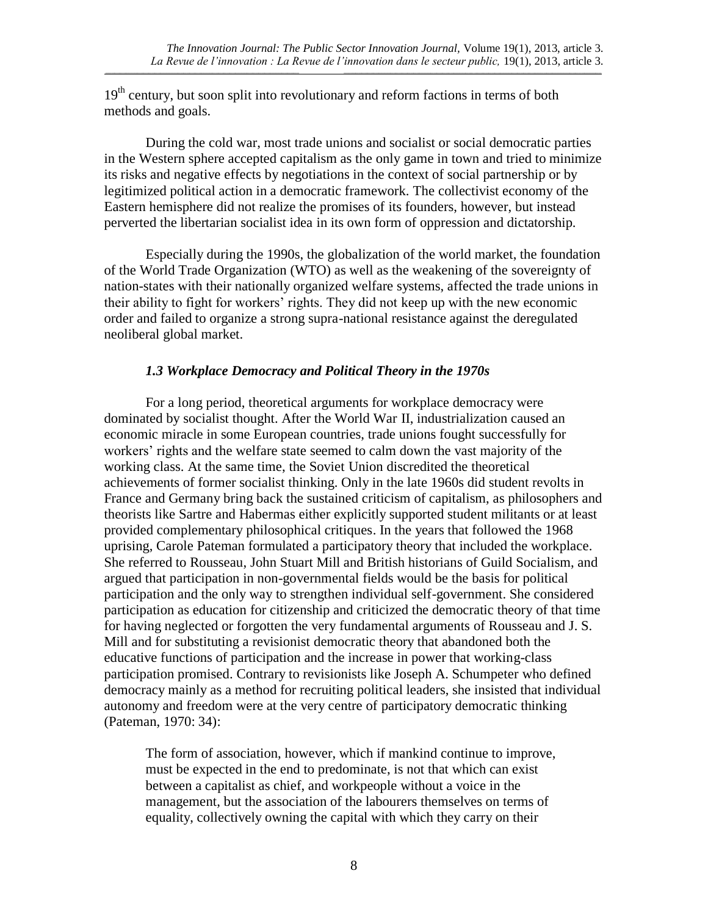19th century, but soon split into revolutionary and reform factions in terms of both methods and goals.

During the cold war, most trade unions and socialist or social democratic parties in the Western sphere accepted capitalism as the only game in town and tried to minimize its risks and negative effects by negotiations in the context of social partnership or by legitimized political action in a democratic framework. The collectivist economy of the Eastern hemisphere did not realize the promises of its founders, however, but instead perverted the libertarian socialist idea in its own form of oppression and dictatorship.

Especially during the 1990s, the globalization of the world market, the foundation of the World Trade Organization (WTO) as well as the weakening of the sovereignty of nation-states with their nationally organized welfare systems, affected the trade unions in their ability to fight for workers' rights. They did not keep up with the new economic order and failed to organize a strong supra-national resistance against the deregulated neoliberal global market.

### *1.3 Workplace Democracy and Political Theory in the 1970s*

For a long period, theoretical arguments for workplace democracy were dominated by socialist thought. After the World War II, industrialization caused an economic miracle in some European countries, trade unions fought successfully for workers' rights and the welfare state seemed to calm down the vast majority of the working class. At the same time, the Soviet Union discredited the theoretical achievements of former socialist thinking. Only in the late 1960s did student revolts in France and Germany bring back the sustained criticism of capitalism, as philosophers and theorists like Sartre and Habermas either explicitly supported student militants or at least provided complementary philosophical critiques. In the years that followed the 1968 uprising, Carole Pateman formulated a participatory theory that included the workplace. She referred to Rousseau, John Stuart Mill and British historians of Guild Socialism, and argued that participation in non-governmental fields would be the basis for political participation and the only way to strengthen individual self-government. She considered participation as education for citizenship and criticized the democratic theory of that time for having neglected or forgotten the very fundamental arguments of Rousseau and J. S. Mill and for substituting a revisionist democratic theory that abandoned both the educative functions of participation and the increase in power that working-class participation promised. Contrary to revisionists like Joseph A. Schumpeter who defined democracy mainly as a method for recruiting political leaders, she insisted that individual autonomy and freedom were at the very centre of participatory democratic thinking (Pateman, 1970: 34):

> The form of association, however, which if mankind continue to improve, must be expected in the end to predominate, is not that which can exist between a capitalist as chief, and workpeople without a voice in the management, but the association of the labourers themselves on terms of equality, collectively owning the capital with which they carry on their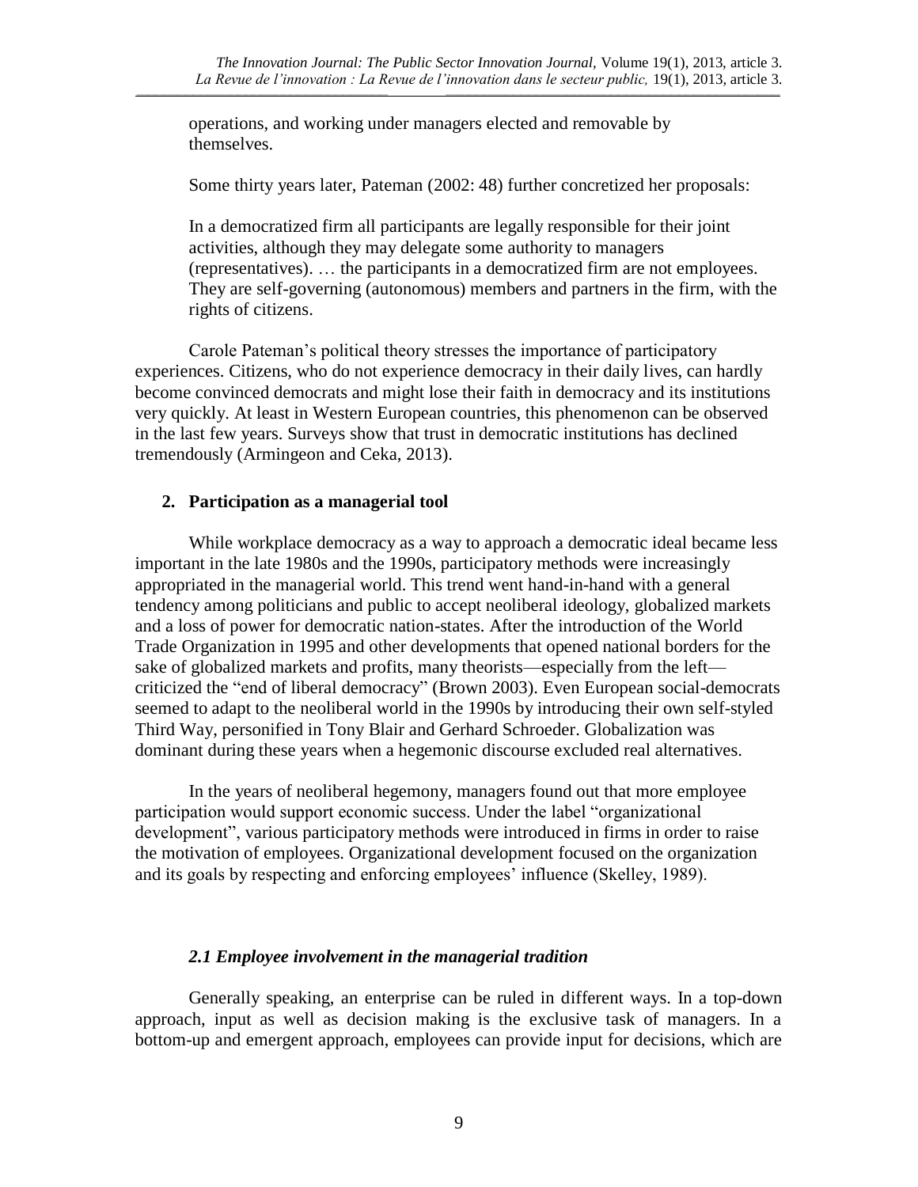> operations, and working under managers elected and removable by themselves.
>
> Some thirty years later, Pateman (2002: 48) further concretized her proposals:
>
> In a democratized firm all participants are legally responsible for their joint activities, although they may delegate some authority to managers (representatives). … the participants in a democratized firm are not employees. They are self-governing (autonomous) members and partners in the firm, with the rights of citizens.

Carole Pateman's political theory stresses the importance of participatory experiences. Citizens, who do not experience democracy in their daily lives, can hardly become convinced democrats and might lose their faith in democracy and its institutions very quickly. At least in Western European countries, this phenomenon can be observed in the last few years. Surveys show that trust in democratic institutions has declined tremendously (Armingeon and Ceka, 2013).

## 2. Participation as a managerial tool

While workplace democracy as a way to approach a democratic ideal became less important in the late 1980s and the 1990s, participatory methods were increasingly appropriated in the managerial world. This trend went hand-in-hand with a general tendency among politicians and public to accept neoliberal ideology, globalized markets and a loss of power for democratic nation-states. After the introduction of the World Trade Organization in 1995 and other developments that opened national borders for the sake of globalized markets and profits, many theorists—especially from the left—criticized the "end of liberal democracy" (Brown 2003). Even European social-democrats seemed to adapt to the neoliberal world in the 1990s by introducing their own self-styled Third Way, personified in Tony Blair and Gerhard Schroeder. Globalization was dominant during these years when a hegemonic discourse excluded real alternatives.

In the years of neoliberal hegemony, managers found out that more employee participation would support economic success. Under the label "organizational development", various participatory methods were introduced in firms in order to raise the motivation of employees. Organizational development focused on the organization and its goals by respecting and enforcing employees' influence (Skelley, 1989).

### *2.1 Employee involvement in the managerial tradition*

Generally speaking, an enterprise can be ruled in different ways. In a top-down approach, input as well as decision making is the exclusive task of managers. In a bottom-up and emergent approach, employees can provide input for decisions, which are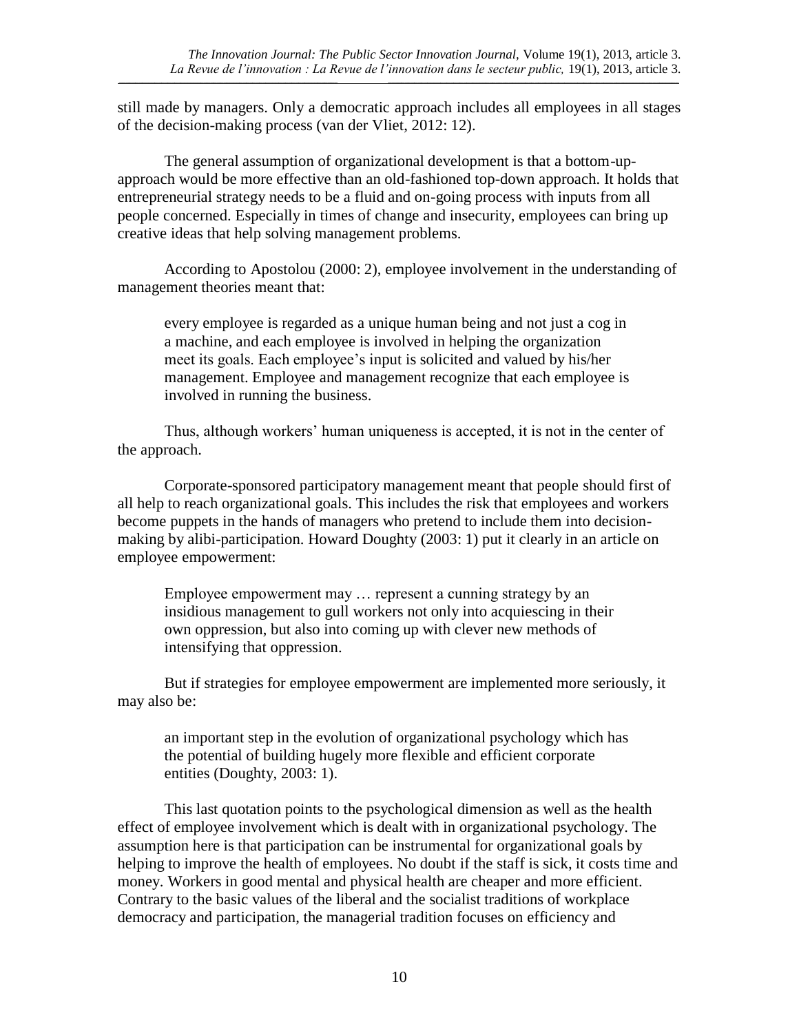still made by managers. Only a democratic approach includes all employees in all stages of the decision-making process (van der Vliet, 2012: 12).

The general assumption of organizational development is that a bottom-up-approach would be more effective than an old-fashioned top-down approach. It holds that entrepreneurial strategy needs to be a fluid and on-going process with inputs from all people concerned. Especially in times of change and insecurity, employees can bring up creative ideas that help solving management problems.

According to Apostolou (2000: 2), employee involvement in the understanding of management theories meant that:

> every employee is regarded as a unique human being and not just a cog in a machine, and each employee is involved in helping the organization meet its goals. Each employee's input is solicited and valued by his/her management. Employee and management recognize that each employee is involved in running the business.

Thus, although workers' human uniqueness is accepted, it is not in the center of the approach.

Corporate-sponsored participatory management meant that people should first of all help to reach organizational goals. This includes the risk that employees and workers become puppets in the hands of managers who pretend to include them into decision-making by alibi-participation. Howard Doughty (2003: 1) put it clearly in an article on employee empowerment:

> Employee empowerment may … represent a cunning strategy by an insidious management to gull workers not only into acquiescing in their own oppression, but also into coming up with clever new methods of intensifying that oppression.

But if strategies for employee empowerment are implemented more seriously, it may also be:

> an important step in the evolution of organizational psychology which has the potential of building hugely more flexible and efficient corporate entities (Doughty, 2003: 1).

This last quotation points to the psychological dimension as well as the health effect of employee involvement which is dealt with in organizational psychology. The assumption here is that participation can be instrumental for organizational goals by helping to improve the health of employees. No doubt if the staff is sick, it costs time and money. Workers in good mental and physical health are cheaper and more efficient. Contrary to the basic values of the liberal and the socialist traditions of workplace democracy and participation, the managerial tradition focuses on efficiency and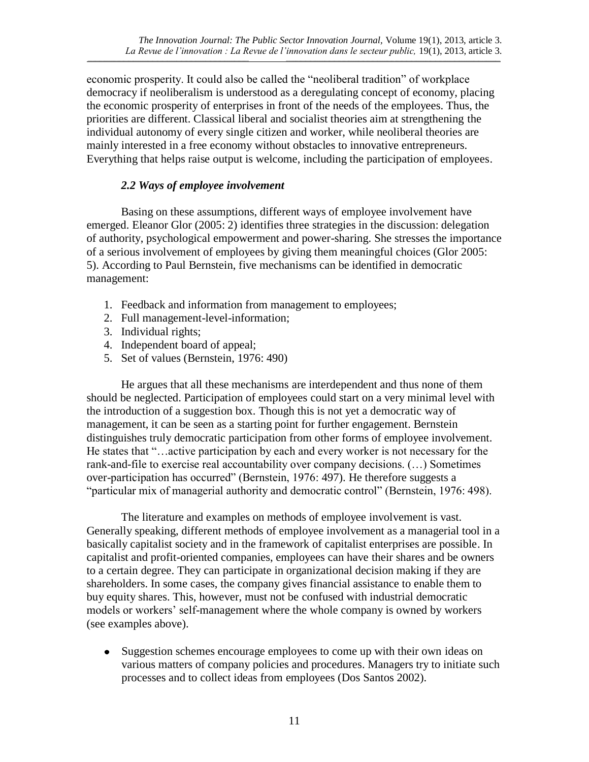economic prosperity. It could also be called the "neoliberal tradition" of workplace democracy if neoliberalism is understood as a deregulating concept of economy, placing the economic prosperity of enterprises in front of the needs of the employees. Thus, the priorities are different. Classical liberal and socialist theories aim at strengthening the individual autonomy of every single citizen and worker, while neoliberal theories are mainly interested in a free economy without obstacles to innovative entrepreneurs. Everything that helps raise output is welcome, including the participation of employees.

### *2.2 Ways of employee involvement*

Basing on these assumptions, different ways of employee involvement have emerged. Eleanor Glor (2005: 2) identifies three strategies in the discussion: delegation of authority, psychological empowerment and power-sharing. She stresses the importance of a serious involvement of employees by giving them meaningful choices (Glor 2005: 5). According to Paul Bernstein, five mechanisms can be identified in democratic management:

1. Feedback and information from management to employees;
2. Full management-level-information;
3. Individual rights;
4. Independent board of appeal;
5. Set of values (Bernstein, 1976: 490)

He argues that all these mechanisms are interdependent and thus none of them should be neglected. Participation of employees could start on a very minimal level with the introduction of a suggestion box. Though this is not yet a democratic way of management, it can be seen as a starting point for further engagement. Bernstein distinguishes truly democratic participation from other forms of employee involvement. He states that "…active participation by each and every worker is not necessary for the rank-and-file to exercise real accountability over company decisions. (…) Sometimes over-participation has occurred" (Bernstein, 1976: 497). He therefore suggests a "particular mix of managerial authority and democratic control" (Bernstein, 1976: 498).

The literature and examples on methods of employee involvement is vast. Generally speaking, different methods of employee involvement as a managerial tool in a basically capitalist society and in the framework of capitalist enterprises are possible. In capitalist and profit-oriented companies, employees can have their shares and be owners to a certain degree. They can participate in organizational decision making if they are shareholders. In some cases, the company gives financial assistance to enable them to buy equity shares. This, however, must not be confused with industrial democratic models or workers' self-management where the whole company is owned by workers (see examples above).

- Suggestion schemes encourage employees to come up with their own ideas on various matters of company policies and procedures. Managers try to initiate such processes and to collect ideas from employees (Dos Santos 2002).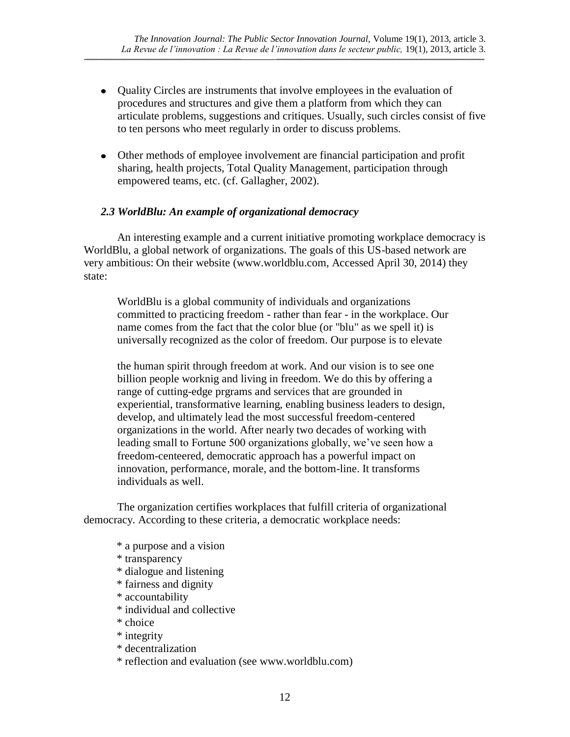- Quality Circles are instruments that involve employees in the evaluation of procedures and structures and give them a platform from which they can articulate problems, suggestions and critiques. Usually, such circles consist of five to ten persons who meet regularly in order to discuss problems.

- Other methods of employee involvement are financial participation and profit sharing, health projects, Total Quality Management, participation through empowered teams, etc. (cf. Gallagher, 2002).

### *2.3 WorldBlu: An example of organizational democracy*

An interesting example and a current initiative promoting workplace democracy is WorldBlu, a global network of organizations. The goals of this US-based network are very ambitious: On their website (www.worldblu.com, Accessed April 30, 2014) they state:

> WorldBlu is a global community of individuals and organizations committed to practicing freedom - rather than fear - in the workplace. Our name comes from the fact that the color blue (or "blu" as we spell it) is universally recognized as the color of freedom. Our purpose is to elevate the human spirit through freedom at work. And our vision is to see one billion people worknig and living in freedom. We do this by offering a range of cutting-edge prgrams and services that are grounded in experiential, transformative learning, enabling business leaders to design, develop, and ultimately lead the most successful freedom-centered organizations in the world. After nearly two decades of working with leading small to Fortune 500 organizations globally, we've seen how a freedom-centeered, democratic approach has a powerful impact on innovation, performance, morale, and the bottom-line. It transforms individuals as well.

The organization certifies workplaces that fulfill criteria of organizational democracy. According to these criteria, a democratic workplace needs:

* a purpose and a vision
* transparency
* dialogue and listening
* fairness and dignity
* accountability
* individual and collective
* choice
* integrity
* decentralization
* reflection and evaluation (see www.worldblu.com)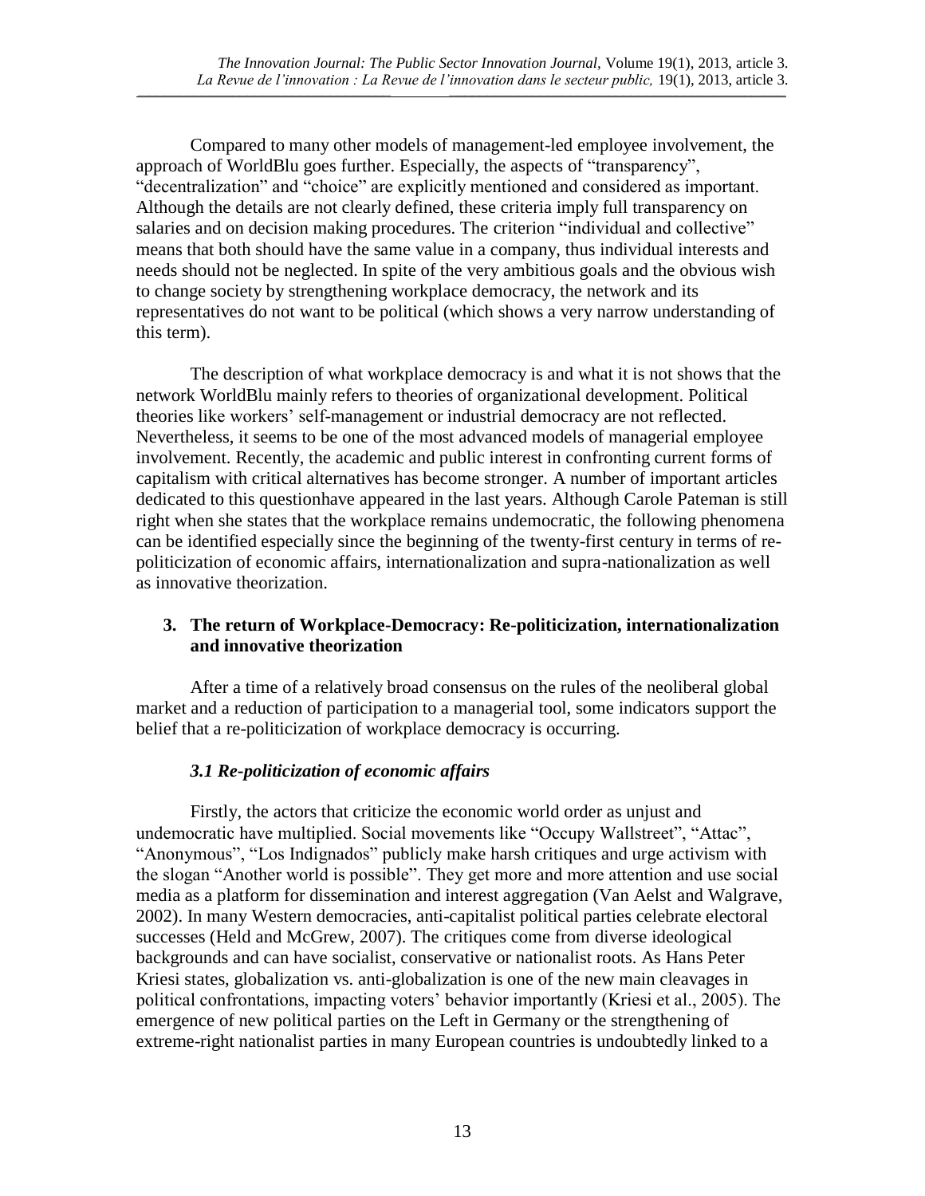Compared to many other models of management-led employee involvement, the approach of WorldBlu goes further. Especially, the aspects of "transparency", "decentralization" and "choice" are explicitly mentioned and considered as important. Although the details are not clearly defined, these criteria imply full transparency on salaries and on decision making procedures. The criterion "individual and collective" means that both should have the same value in a company, thus individual interests and needs should not be neglected. In spite of the very ambitious goals and the obvious wish to change society by strengthening workplace democracy, the network and its representatives do not want to be political (which shows a very narrow understanding of this term).

The description of what workplace democracy is and what it is not shows that the network WorldBlu mainly refers to theories of organizational development. Political theories like workers' self-management or industrial democracy are not reflected. Nevertheless, it seems to be one of the most advanced models of managerial employee involvement. Recently, the academic and public interest in confronting current forms of capitalism with critical alternatives has become stronger. A number of important articles dedicated to this questionhave appeared in the last years. Although Carole Pateman is still right when she states that the workplace remains undemocratic, the following phenomena can be identified especially since the beginning of the twenty-first century in terms of re-politicization of economic affairs, internationalization and supra-nationalization as well as innovative theorization.

## 3. The return of Workplace-Democracy: Re-politicization, internationalization and innovative theorization

After a time of a relatively broad consensus on the rules of the neoliberal global market and a reduction of participation to a managerial tool, some indicators support the belief that a re-politicization of workplace democracy is occurring.

### *3.1 Re-politicization of economic affairs*

Firstly, the actors that criticize the economic world order as unjust and undemocratic have multiplied. Social movements like "Occupy Wallstreet", "Attac", "Anonymous", "Los Indignados" publicly make harsh critiques and urge activism with the slogan "Another world is possible". They get more and more attention and use social media as a platform for dissemination and interest aggregation (Van Aelst and Walgrave, 2002). In many Western democracies, anti-capitalist political parties celebrate electoral successes (Held and McGrew, 2007). The critiques come from diverse ideological backgrounds and can have socialist, conservative or nationalist roots. As Hans Peter Kriesi states, globalization vs. anti-globalization is one of the new main cleavages in political confrontations, impacting voters' behavior importantly (Kriesi et al., 2005). The emergence of new political parties on the Left in Germany or the strengthening of extreme-right nationalist parties in many European countries is undoubtedly linked to a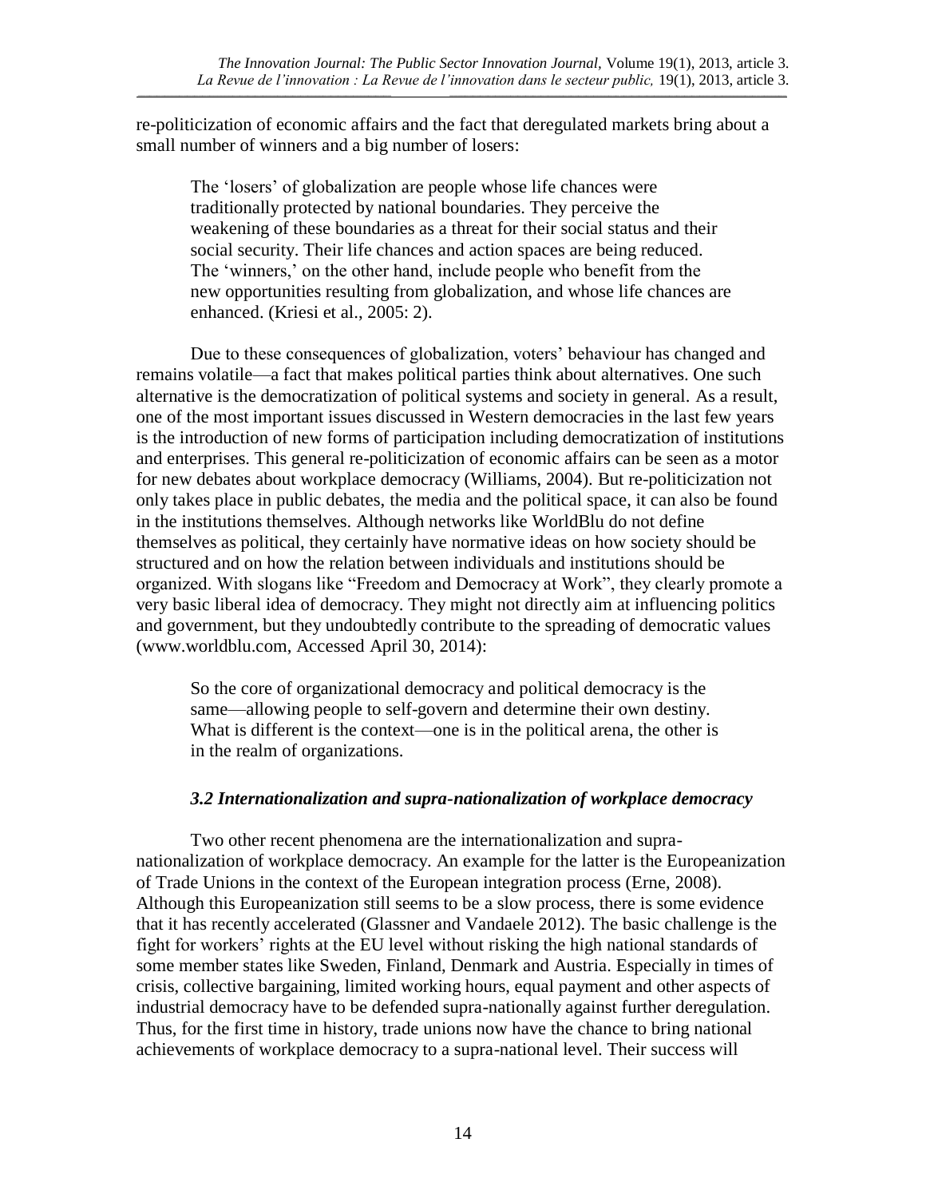re-politicization of economic affairs and the fact that deregulated markets bring about a small number of winners and a big number of losers:

> The 'losers' of globalization are people whose life chances were traditionally protected by national boundaries. They perceive the weakening of these boundaries as a threat for their social status and their social security. Their life chances and action spaces are being reduced. The 'winners,' on the other hand, include people who benefit from the new opportunities resulting from globalization, and whose life chances are enhanced. (Kriesi et al., 2005: 2).

Due to these consequences of globalization, voters' behaviour has changed and remains volatile—a fact that makes political parties think about alternatives. One such alternative is the democratization of political systems and society in general. As a result, one of the most important issues discussed in Western democracies in the last few years is the introduction of new forms of participation including democratization of institutions and enterprises. This general re-politicization of economic affairs can be seen as a motor for new debates about workplace democracy (Williams, 2004). But re-politicization not only takes place in public debates, the media and the political space, it can also be found in the institutions themselves. Although networks like WorldBlu do not define themselves as political, they certainly have normative ideas on how society should be structured and on how the relation between individuals and institutions should be organized. With slogans like "Freedom and Democracy at Work", they clearly promote a very basic liberal idea of democracy. They might not directly aim at influencing politics and government, but they undoubtedly contribute to the spreading of democratic values (www.worldblu.com, Accessed April 30, 2014):

> So the core of organizational democracy and political democracy is the same—allowing people to self-govern and determine their own destiny. What is different is the context—one is in the political arena, the other is in the realm of organizations.

### *3.2 Internationalization and supra-nationalization of workplace democracy*

Two other recent phenomena are the internationalization and supra-nationalization of workplace democracy. An example for the latter is the Europeanization of Trade Unions in the context of the European integration process (Erne, 2008). Although this Europeanization still seems to be a slow process, there is some evidence that it has recently accelerated (Glassner and Vandaele 2012). The basic challenge is the fight for workers' rights at the EU level without risking the high national standards of some member states like Sweden, Finland, Denmark and Austria. Especially in times of crisis, collective bargaining, limited working hours, equal payment and other aspects of industrial democracy have to be defended supra-nationally against further deregulation. Thus, for the first time in history, trade unions now have the chance to bring national achievements of workplace democracy to a supra-national level. Their success will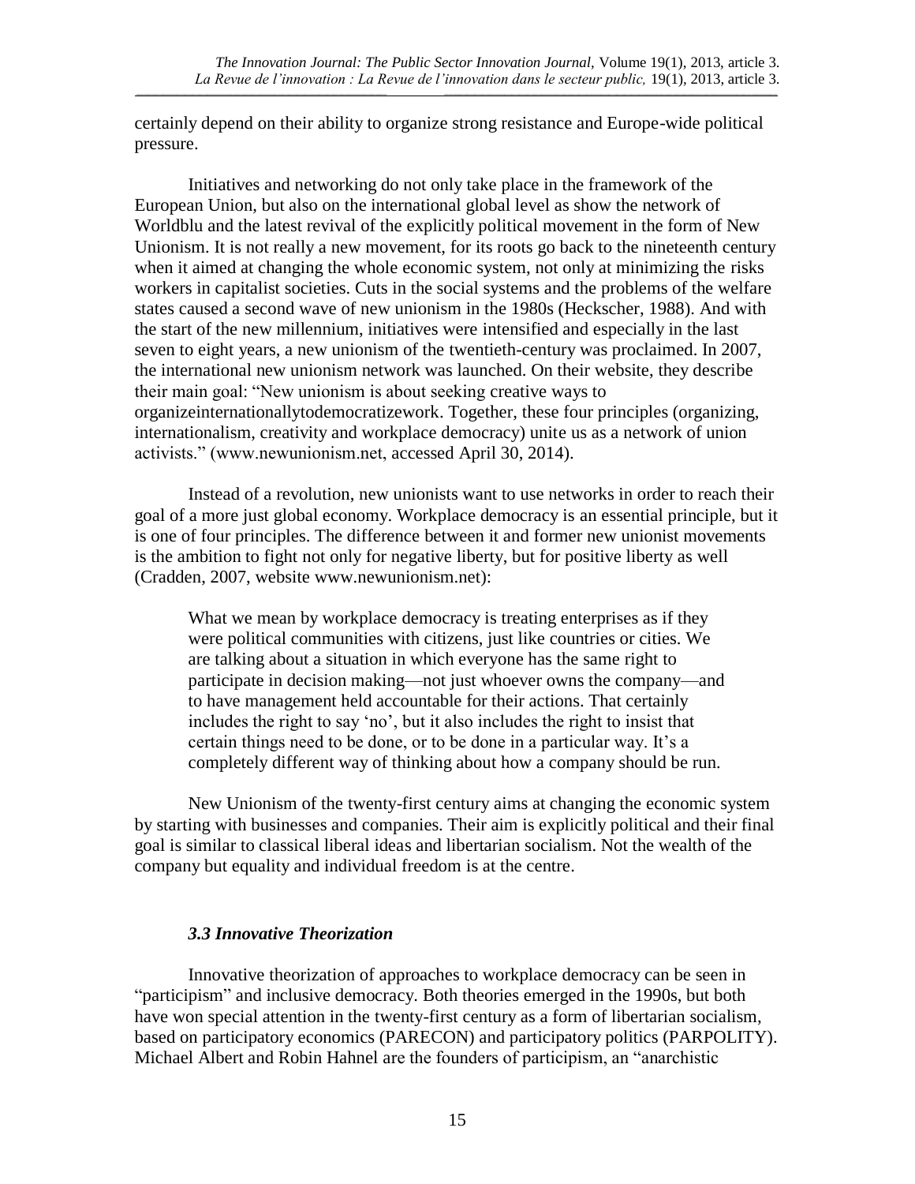certainly depend on their ability to organize strong resistance and Europe-wide political pressure.

Initiatives and networking do not only take place in the framework of the European Union, but also on the international global level as show the network of Worldblu and the latest revival of the explicitly political movement in the form of New Unionism. It is not really a new movement, for its roots go back to the nineteenth century when it aimed at changing the whole economic system, not only at minimizing the risks workers in capitalist societies. Cuts in the social systems and the problems of the welfare states caused a second wave of new unionism in the 1980s (Heckscher, 1988). And with the start of the new millennium, initiatives were intensified and especially in the last seven to eight years, a new unionism of the twentieth-century was proclaimed. In 2007, the international new unionism network was launched. On their website, they describe their main goal: "New unionism is about seeking creative ways to organizeinternationallytodemocratizework. Together, these four principles (organizing, internationalism, creativity and workplace democracy) unite us as a network of union activists." (www.newunionism.net, accessed April 30, 2014).

Instead of a revolution, new unionists want to use networks in order to reach their goal of a more just global economy. Workplace democracy is an essential principle, but it is one of four principles. The difference between it and former new unionist movements is the ambition to fight not only for negative liberty, but for positive liberty as well (Cradden, 2007, website www.newunionism.net):

> What we mean by workplace democracy is treating enterprises as if they were political communities with citizens, just like countries or cities. We are talking about a situation in which everyone has the same right to participate in decision making—not just whoever owns the company—and to have management held accountable for their actions. That certainly includes the right to say 'no', but it also includes the right to insist that certain things need to be done, or to be done in a particular way. It's a completely different way of thinking about how a company should be run.

New Unionism of the twenty-first century aims at changing the economic system by starting with businesses and companies. Their aim is explicitly political and their final goal is similar to classical liberal ideas and libertarian socialism. Not the wealth of the company but equality and individual freedom is at the centre.

### *3.3 Innovative Theorization*

Innovative theorization of approaches to workplace democracy can be seen in "participism" and inclusive democracy. Both theories emerged in the 1990s, but both have won special attention in the twenty-first century as a form of libertarian socialism, based on participatory economics (PARECON) and participatory politics (PARPOLITY). Michael Albert and Robin Hahnel are the founders of participism, an "anarchistic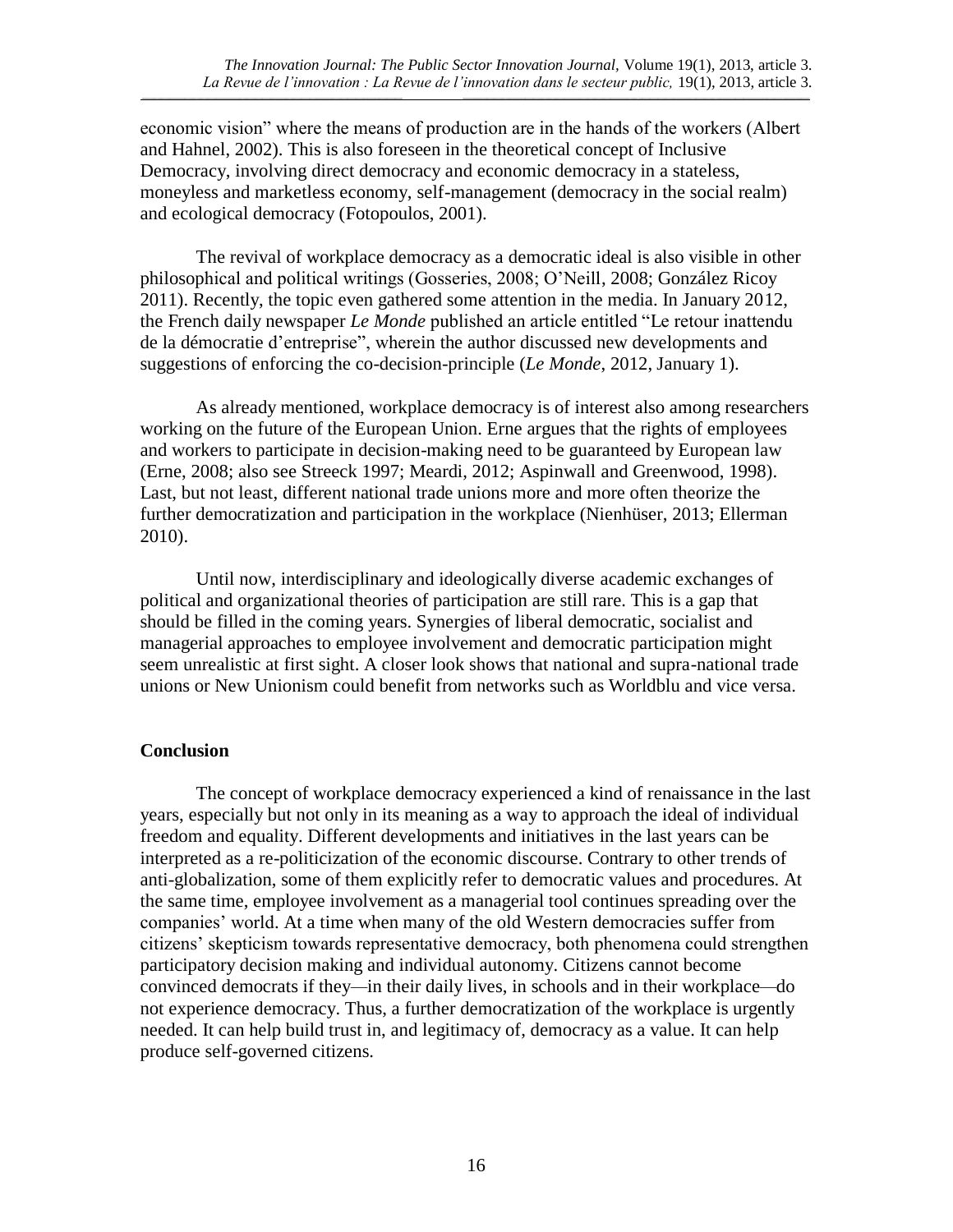economic vision" where the means of production are in the hands of the workers (Albert and Hahnel, 2002). This is also foreseen in the theoretical concept of Inclusive Democracy, involving direct democracy and economic democracy in a stateless, moneyless and marketless economy, self-management (democracy in the social realm) and ecological democracy (Fotopoulos, 2001).

The revival of workplace democracy as a democratic ideal is also visible in other philosophical and political writings (Gosseries, 2008; O'Neill, 2008; González Ricoy 2011). Recently, the topic even gathered some attention in the media. In January 2012, the French daily newspaper *Le Monde* published an article entitled "Le retour inattendu de la démocratie d'entreprise", wherein the author discussed new developments and suggestions of enforcing the co-decision-principle (*Le Monde*, 2012, January 1).

As already mentioned, workplace democracy is of interest also among researchers working on the future of the European Union. Erne argues that the rights of employees and workers to participate in decision-making need to be guaranteed by European law (Erne, 2008; also see Streeck 1997; Meardi, 2012; Aspinwall and Greenwood, 1998). Last, but not least, different national trade unions more and more often theorize the further democratization and participation in the workplace (Nienhüser, 2013; Ellerman 2010).

Until now, interdisciplinary and ideologically diverse academic exchanges of political and organizational theories of participation are still rare. This is a gap that should be filled in the coming years. Synergies of liberal democratic, socialist and managerial approaches to employee involvement and democratic participation might seem unrealistic at first sight. A closer look shows that national and supra-national trade unions or New Unionism could benefit from networks such as Worldblu and vice versa.

## Conclusion

The concept of workplace democracy experienced a kind of renaissance in the last years, especially but not only in its meaning as a way to approach the ideal of individual freedom and equality. Different developments and initiatives in the last years can be interpreted as a re-politicization of the economic discourse. Contrary to other trends of anti-globalization, some of them explicitly refer to democratic values and procedures. At the same time, employee involvement as a managerial tool continues spreading over the companies' world. At a time when many of the old Western democracies suffer from citizens' skepticism towards representative democracy, both phenomena could strengthen participatory decision making and individual autonomy. Citizens cannot become convinced democrats if they—in their daily lives, in schools and in their workplace—do not experience democracy. Thus, a further democratization of the workplace is urgently needed. It can help build trust in, and legitimacy of, democracy as a value. It can help produce self-governed citizens.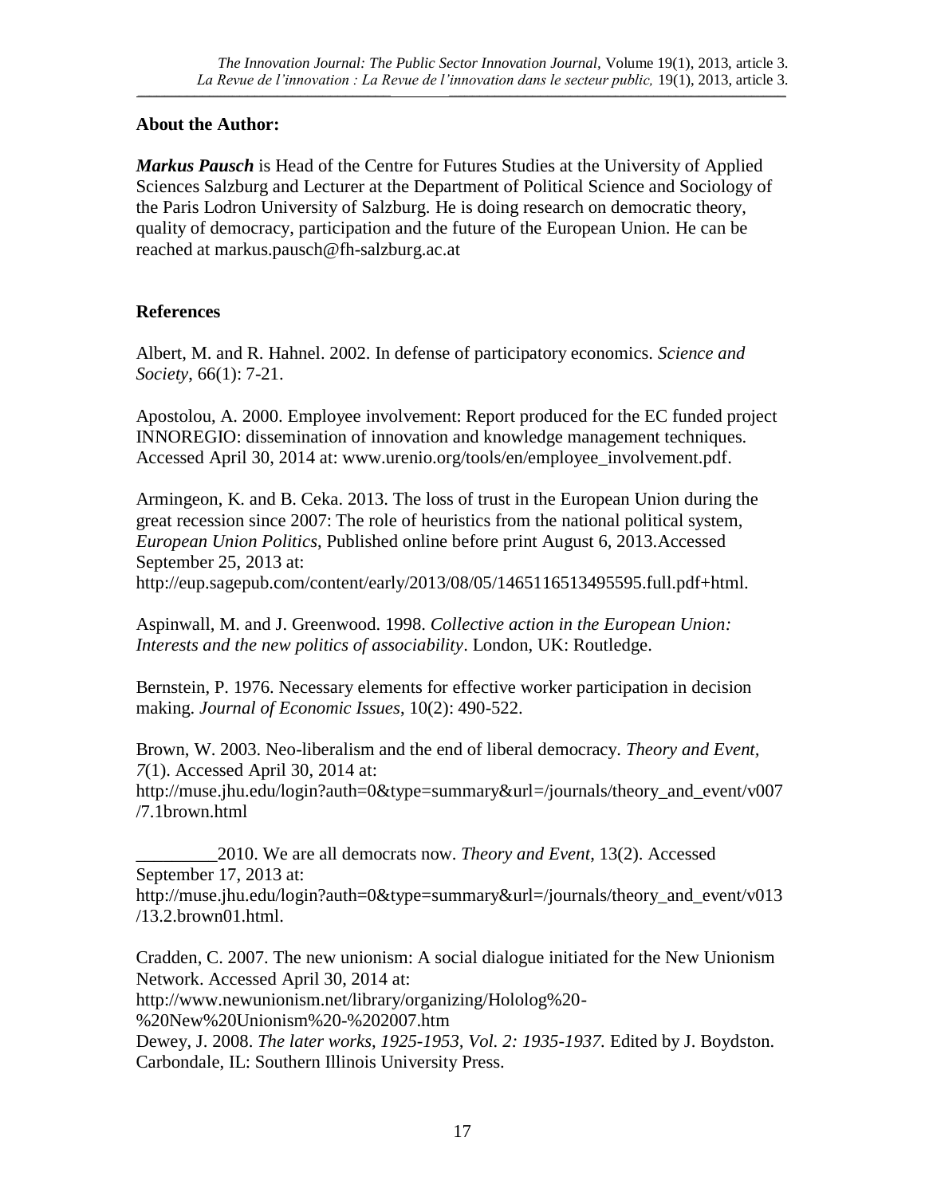**About the Author:**

***Markus Pausch*** is Head of the Centre for Futures Studies at the University of Applied Sciences Salzburg and Lecturer at the Department of Political Science and Sociology of the Paris Lodron University of Salzburg. He is doing research on democratic theory, quality of democracy, participation and the future of the European Union. He can be reached at markus.pausch@fh-salzburg.ac.at

**References**

Albert, M. and R. Hahnel. 2002. In defense of participatory economics. *Science and Society*, 66(1): 7-21.

Apostolou, A. 2000. Employee involvement: Report produced for the EC funded project INNOREGIO: dissemination of innovation and knowledge management techniques. Accessed April 30, 2014 at: www.urenio.org/tools/en/employee_involvement.pdf.

Armingeon, K. and B. Ceka. 2013. The loss of trust in the European Union during the great recession since 2007: The role of heuristics from the national political system, *European Union Politics*, Published online before print August 6, 2013.Accessed September 25, 2013 at: http://eup.sagepub.com/content/early/2013/08/05/1465116513495595.full.pdf+html.

Aspinwall, M. and J. Greenwood. 1998. *Collective action in the European Union: Interests and the new politics of associability*. London, UK: Routledge.

Bernstein, P. 1976. Necessary elements for effective worker participation in decision making. *Journal of Economic Issues*, 10(2): 490-522.

Brown, W. 2003. Neo-liberalism and the end of liberal democracy. *Theory and Event, 7*(1). Accessed April 30, 2014 at: http://muse.jhu.edu/login?auth=0&type=summary&url=/journals/theory_and_event/v007/7.1brown.html

_________2010. We are all democrats now. *Theory and Event*, 13(2). Accessed September 17, 2013 at: http://muse.jhu.edu/login?auth=0&type=summary&url=/journals/theory_and_event/v013/13.2.brown01.html.

Cradden, C. 2007. The new unionism: A social dialogue initiated for the New Unionism Network. Accessed April 30, 2014 at: http://www.newunionism.net/library/organizing/Hololog%20-%20New%20Unionism%20-%202007.htm

Dewey, J. 2008. *The later works, 1925-1953, Vol. 2: 1935-1937.* Edited by J. Boydston. Carbondale, IL: Southern Illinois University Press.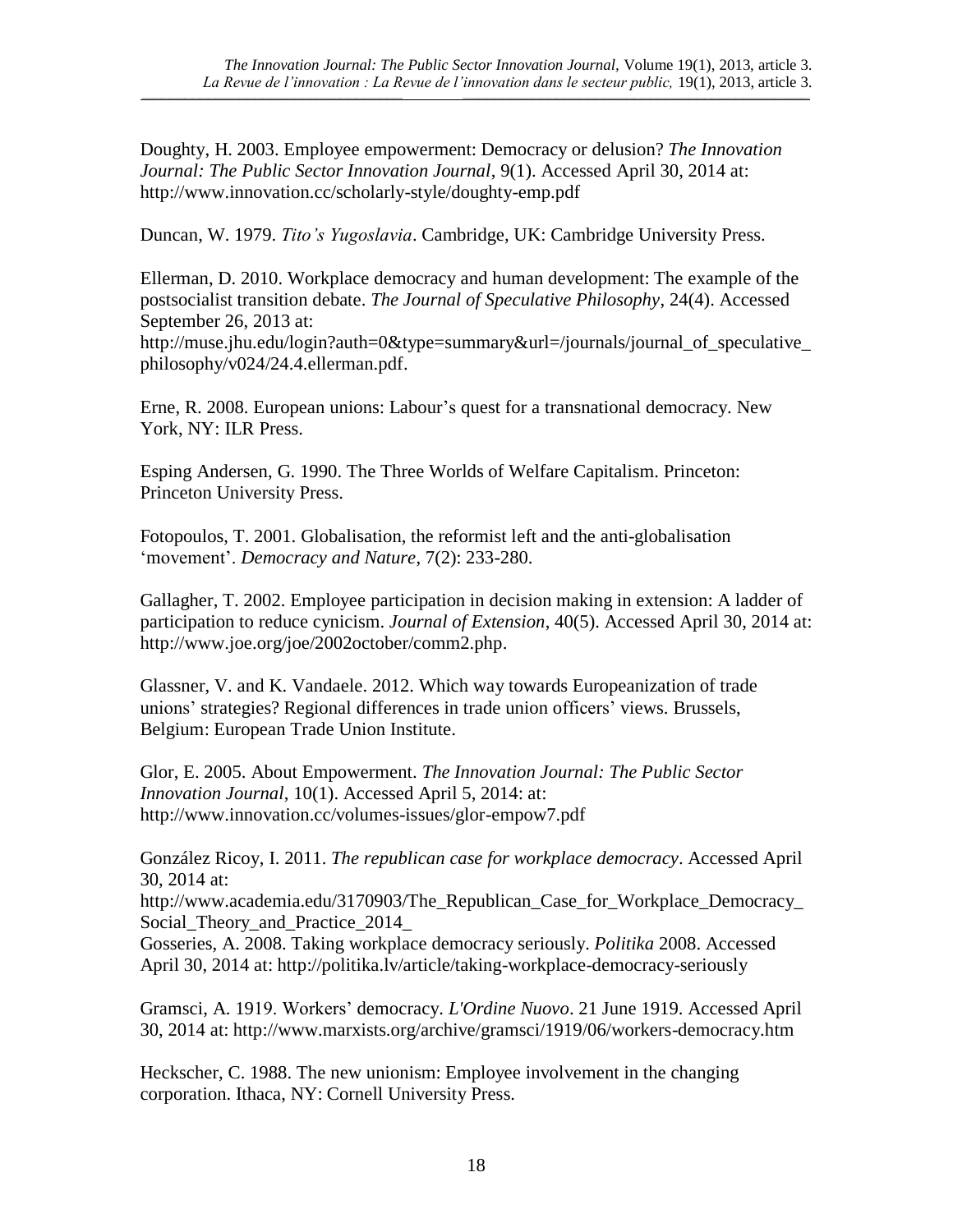Doughty, H. 2003. Employee empowerment: Democracy or delusion? *The Innovation Journal: The Public Sector Innovation Journal*, 9(1). Accessed April 30, 2014 at: http://www.innovation.cc/scholarly-style/doughty-emp.pdf

Duncan, W. 1979. *Tito's Yugoslavia*. Cambridge, UK: Cambridge University Press.

Ellerman, D. 2010. Workplace democracy and human development: The example of the postsocialist transition debate. *The Journal of Speculative Philosophy*, 24(4). Accessed September 26, 2013 at: http://muse.jhu.edu/login?auth=0&type=summary&url=/journals/journal_of_speculative_philosophy/v024/24.4.ellerman.pdf.

Erne, R. 2008. European unions: Labour's quest for a transnational democracy. New York, NY: ILR Press.

Esping Andersen, G. 1990. The Three Worlds of Welfare Capitalism. Princeton: Princeton University Press.

Fotopoulos, T. 2001. Globalisation, the reformist left and the anti-globalisation 'movement'. *Democracy and Nature*, 7(2): 233-280.

Gallagher, T. 2002. Employee participation in decision making in extension: A ladder of participation to reduce cynicism. *Journal of Extension*, 40(5). Accessed April 30, 2014 at: http://www.joe.org/joe/2002october/comm2.php.

Glassner, V. and K. Vandaele. 2012. Which way towards Europeanization of trade unions' strategies? Regional differences in trade union officers' views. Brussels, Belgium: European Trade Union Institute.

Glor, E. 2005. About Empowerment. *The Innovation Journal: The Public Sector Innovation Journal*, 10(1). Accessed April 5, 2014: at: http://www.innovation.cc/volumes-issues/glor-empow7.pdf

González Ricoy, I. 2011. *The republican case for workplace democracy*. Accessed April 30, 2014 at: http://www.academia.edu/3170903/The_Republican_Case_for_Workplace_Democracy_Social_Theory_and_Practice_2014_

Gosseries, A. 2008. Taking workplace democracy seriously. *Politika* 2008. Accessed April 30, 2014 at: http://politika.lv/article/taking-workplace-democracy-seriously

Gramsci, A. 1919. Workers' democracy. *L'Ordine Nuovo*. 21 June 1919. Accessed April 30, 2014 at: http://www.marxists.org/archive/gramsci/1919/06/workers-democracy.htm

Heckscher, C. 1988. The new unionism: Employee involvement in the changing corporation. Ithaca, NY: Cornell University Press.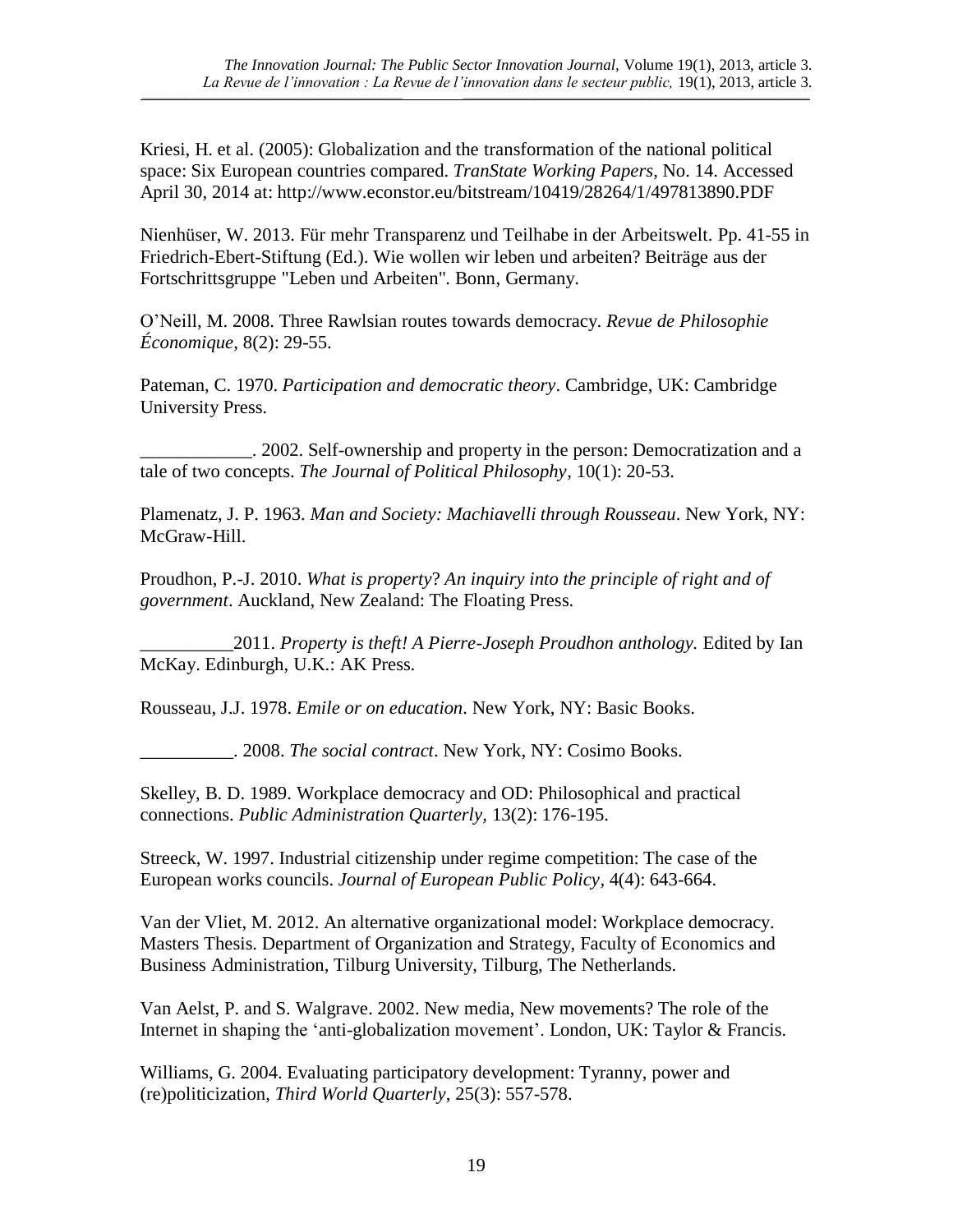Kriesi, H. et al. (2005): Globalization and the transformation of the national political space: Six European countries compared. *TranState Working Papers*, No. 14. Accessed April 30, 2014 at: http://www.econstor.eu/bitstream/10419/28264/1/497813890.PDF

Nienhüser, W. 2013. Für mehr Transparenz und Teilhabe in der Arbeitswelt. Pp. 41-55 in Friedrich-Ebert-Stiftung (Ed.). Wie wollen wir leben und arbeiten? Beiträge aus der Fortschrittsgruppe "Leben und Arbeiten". Bonn, Germany.

O'Neill, M. 2008. Three Rawlsian routes towards democracy. *Revue de Philosophie Économique,* 8(2): 29-55.

Pateman, C. 1970. *Participation and democratic theory*. Cambridge, UK: Cambridge University Press.

____________. 2002. Self-ownership and property in the person: Democratization and a tale of two concepts. *The Journal of Political Philosophy*, 10(1): 20-53.

Plamenatz, J. P. 1963. *Man and Society: Machiavelli through Rousseau*. New York, NY: McGraw-Hill.

Proudhon, P.-J. 2010. *What is property*? *An inquiry into the principle of right and of government*. Auckland, New Zealand: The Floating Press.

__________2011. *Property is theft! A Pierre-Joseph Proudhon anthology.* Edited by Ian McKay. Edinburgh, U.K.: AK Press.

Rousseau, J.J. 1978. *Emile or on education*. New York, NY: Basic Books.

__________. 2008. *The social contract*. New York, NY: Cosimo Books.

Skelley, B. D. 1989. Workplace democracy and OD: Philosophical and practical connections. *Public Administration Quarterly,* 13(2): 176-195.

Streeck, W. 1997. Industrial citizenship under regime competition: The case of the European works councils. *Journal of European Public Policy*, 4(4): 643-664.

Van der Vliet, M. 2012. An alternative organizational model: Workplace democracy. Masters Thesis. Department of Organization and Strategy, Faculty of Economics and Business Administration, Tilburg University, Tilburg, The Netherlands.

Van Aelst, P. and S. Walgrave. 2002. New media, New movements? The role of the Internet in shaping the 'anti-globalization movement'. London, UK: Taylor & Francis.

Williams, G. 2004. Evaluating participatory development: Tyranny, power and (re)politicization, *Third World Quarterly*, 25(3): 557-578.